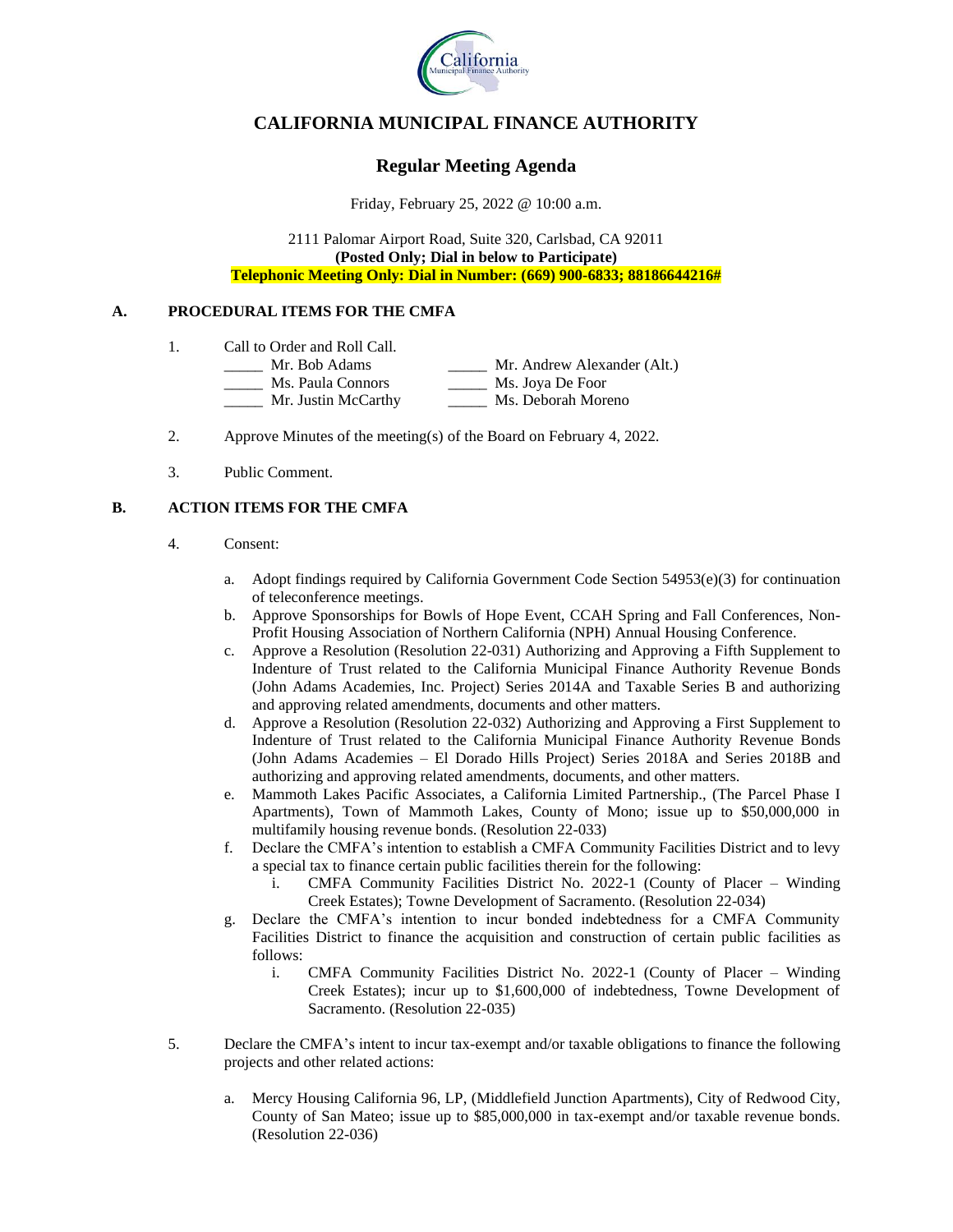# CALIFORNIA MUNICIPAL FINANCE AUTHORITY

## Regular Meeting Agenda

Friday, February 25, 2022 @ 10:00 a.m.

2111 Palomar Airport Road, Suite 320, Carlsbad, CA 92011
**(Posted Only; Dial in below to Participate)**
**Telephonic Meeting Only: Dial in Number: (669) 900-6833; 88186644216#**

### A. PROCEDURAL ITEMS FOR THE CMFA

1. Call to Order and Roll Call.

   _____ Mr. Bob Adams
   _____ Ms. Paula Connors
   _____ Mr. Justin McCarthy
   _____ Mr. Andrew Alexander (Alt.)
   _____ Ms. Joya De Foor
   _____ Ms. Deborah Moreno

2. Approve Minutes of the meeting(s) of the Board on February 4, 2022.

3. Public Comment.

### B. ACTION ITEMS FOR THE CMFA

4. Consent:

   a. Adopt findings required by California Government Code Section 54953(e)(3) for continuation of teleconference meetings.
   b. Approve Sponsorships for Bowls of Hope Event, CCAH Spring and Fall Conferences, Non-Profit Housing Association of Northern California (NPH) Annual Housing Conference.
   c. Approve a Resolution (Resolution 22-031) Authorizing and Approving a Fifth Supplement to Indenture of Trust related to the California Municipal Finance Authority Revenue Bonds (John Adams Academies, Inc. Project) Series 2014A and Taxable Series B and authorizing and approving related amendments, documents and other matters.
   d. Approve a Resolution (Resolution 22-032) Authorizing and Approving a First Supplement to Indenture of Trust related to the California Municipal Finance Authority Revenue Bonds (John Adams Academies – El Dorado Hills Project) Series 2018A and Series 2018B and authorizing and approving related amendments, documents, and other matters.
   e. Mammoth Lakes Pacific Associates, a California Limited Partnership., (The Parcel Phase I Apartments), Town of Mammoth Lakes, County of Mono; issue up to $50,000,000 in multifamily housing revenue bonds. (Resolution 22-033)
   f. Declare the CMFA's intention to establish a CMFA Community Facilities District and to levy a special tax to finance certain public facilities therein for the following:
      i. CMFA Community Facilities District No. 2022-1 (County of Placer – Winding Creek Estates); Towne Development of Sacramento. (Resolution 22-034)
   g. Declare the CMFA's intention to incur bonded indebtedness for a CMFA Community Facilities District to finance the acquisition and construction of certain public facilities as follows:
      i. CMFA Community Facilities District No. 2022-1 (County of Placer – Winding Creek Estates); incur up to $1,600,000 of indebtedness, Towne Development of Sacramento. (Resolution 22-035)

5. Declare the CMFA's intent to incur tax-exempt and/or taxable obligations to finance the following projects and other related actions:

   a. Mercy Housing California 96, LP, (Middlefield Junction Apartments), City of Redwood City, County of San Mateo; issue up to $85,000,000 in tax-exempt and/or taxable revenue bonds. (Resolution 22-036)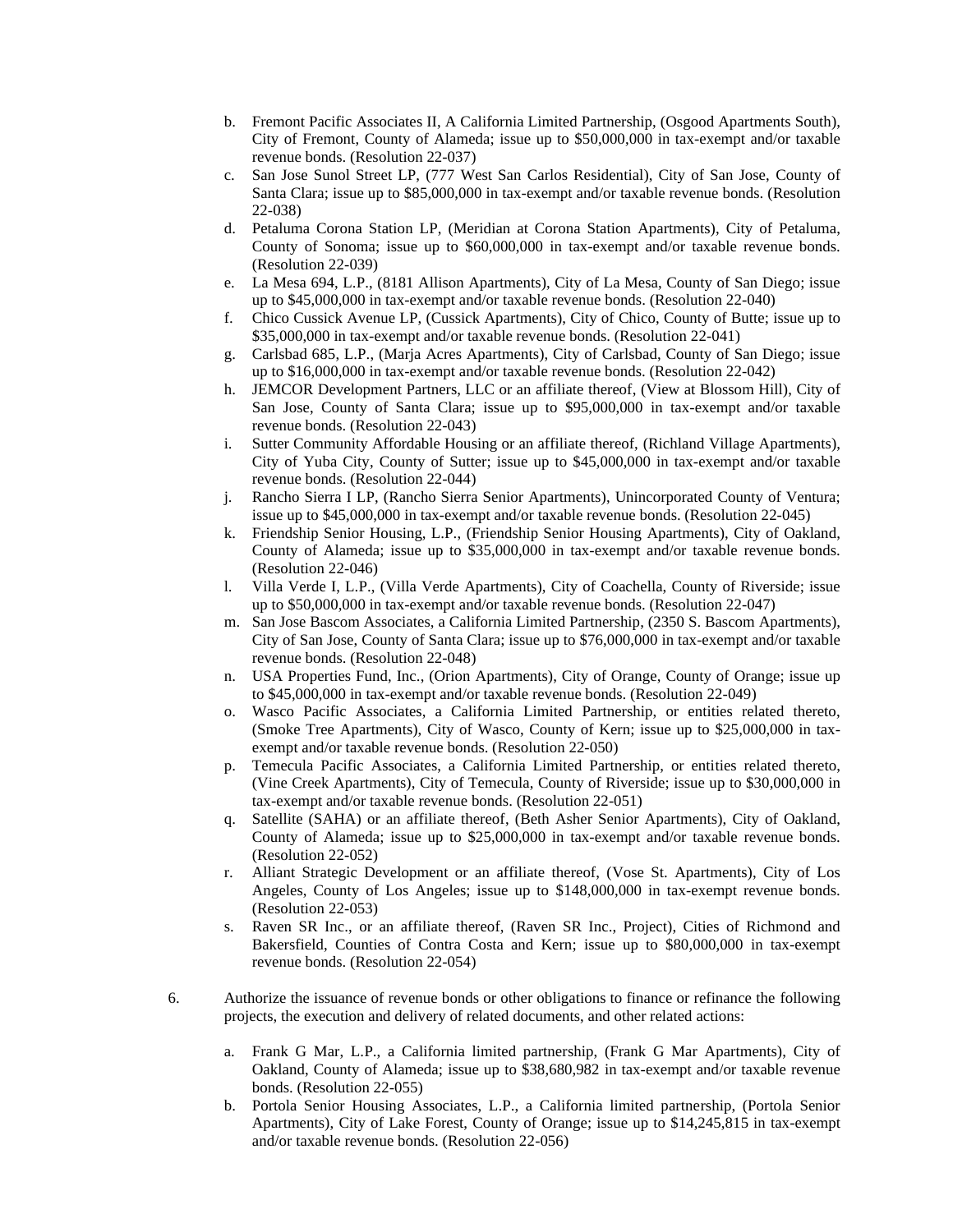b. Fremont Pacific Associates II, A California Limited Partnership, (Osgood Apartments South), City of Fremont, County of Alameda; issue up to $50,000,000 in tax-exempt and/or taxable revenue bonds. (Resolution 22-037)
c. San Jose Sunol Street LP, (777 West San Carlos Residential), City of San Jose, County of Santa Clara; issue up to $85,000,000 in tax-exempt and/or taxable revenue bonds. (Resolution 22-038)
d. Petaluma Corona Station LP, (Meridian at Corona Station Apartments), City of Petaluma, County of Sonoma; issue up to $60,000,000 in tax-exempt and/or taxable revenue bonds. (Resolution 22-039)
e. La Mesa 694, L.P., (8181 Allison Apartments), City of La Mesa, County of San Diego; issue up to $45,000,000 in tax-exempt and/or taxable revenue bonds. (Resolution 22-040)
f. Chico Cussick Avenue LP, (Cussick Apartments), City of Chico, County of Butte; issue up to $35,000,000 in tax-exempt and/or taxable revenue bonds. (Resolution 22-041)
g. Carlsbad 685, L.P., (Marja Acres Apartments), City of Carlsbad, County of San Diego; issue up to $16,000,000 in tax-exempt and/or taxable revenue bonds. (Resolution 22-042)
h. JEMCOR Development Partners, LLC or an affiliate thereof, (View at Blossom Hill), City of San Jose, County of Santa Clara; issue up to $95,000,000 in tax-exempt and/or taxable revenue bonds. (Resolution 22-043)
i. Sutter Community Affordable Housing or an affiliate thereof, (Richland Village Apartments), City of Yuba City, County of Sutter; issue up to $45,000,000 in tax-exempt and/or taxable revenue bonds. (Resolution 22-044)
j. Rancho Sierra I LP, (Rancho Sierra Senior Apartments), Unincorporated County of Ventura; issue up to $45,000,000 in tax-exempt and/or taxable revenue bonds. (Resolution 22-045)
k. Friendship Senior Housing, L.P., (Friendship Senior Housing Apartments), City of Oakland, County of Alameda; issue up to $35,000,000 in tax-exempt and/or taxable revenue bonds. (Resolution 22-046)
l. Villa Verde I, L.P., (Villa Verde Apartments), City of Coachella, County of Riverside; issue up to $50,000,000 in tax-exempt and/or taxable revenue bonds. (Resolution 22-047)
m. San Jose Bascom Associates, a California Limited Partnership, (2350 S. Bascom Apartments), City of San Jose, County of Santa Clara; issue up to $76,000,000 in tax-exempt and/or taxable revenue bonds. (Resolution 22-048)
n. USA Properties Fund, Inc., (Orion Apartments), City of Orange, County of Orange; issue up to $45,000,000 in tax-exempt and/or taxable revenue bonds. (Resolution 22-049)
o. Wasco Pacific Associates, a California Limited Partnership, or entities related thereto, (Smoke Tree Apartments), City of Wasco, County of Kern; issue up to $25,000,000 in tax-exempt and/or taxable revenue bonds. (Resolution 22-050)
p. Temecula Pacific Associates, a California Limited Partnership, or entities related thereto, (Vine Creek Apartments), City of Temecula, County of Riverside; issue up to $30,000,000 in tax-exempt and/or taxable revenue bonds. (Resolution 22-051)
q. Satellite (SAHA) or an affiliate thereof, (Beth Asher Senior Apartments), City of Oakland, County of Alameda; issue up to $25,000,000 in tax-exempt and/or taxable revenue bonds. (Resolution 22-052)
r. Alliant Strategic Development or an affiliate thereof, (Vose St. Apartments), City of Los Angeles, County of Los Angeles; issue up to $148,000,000 in tax-exempt revenue bonds. (Resolution 22-053)
s. Raven SR Inc., or an affiliate thereof, (Raven SR Inc., Project), Cities of Richmond and Bakersfield, Counties of Contra Costa and Kern; issue up to $80,000,000 in tax-exempt revenue bonds. (Resolution 22-054)

6. Authorize the issuance of revenue bonds or other obligations to finance or refinance the following projects, the execution and delivery of related documents, and other related actions:

   a. Frank G Mar, L.P., a California limited partnership, (Frank G Mar Apartments), City of Oakland, County of Alameda; issue up to $38,680,982 in tax-exempt and/or taxable revenue bonds. (Resolution 22-055)
   b. Portola Senior Housing Associates, L.P., a California limited partnership, (Portola Senior Apartments), City of Lake Forest, County of Orange; issue up to $14,245,815 in tax-exempt and/or taxable revenue bonds. (Resolution 22-056)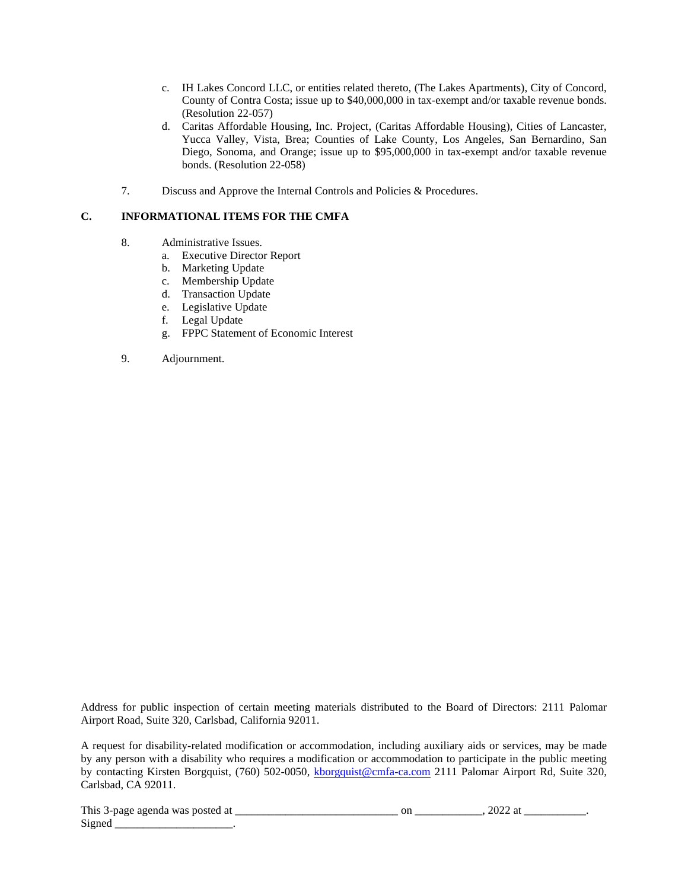c. IH Lakes Concord LLC, or entities related thereto, (The Lakes Apartments), City of Concord, County of Contra Costa; issue up to $40,000,000 in tax-exempt and/or taxable revenue bonds. (Resolution 22-057)

d. Caritas Affordable Housing, Inc. Project, (Caritas Affordable Housing), Cities of Lancaster, Yucca Valley, Vista, Brea; Counties of Lake County, Los Angeles, San Bernardino, San Diego, Sonoma, and Orange; issue up to $95,000,000 in tax-exempt and/or taxable revenue bonds. (Resolution 22-058)

7. Discuss and Approve the Internal Controls and Policies & Procedures.

## C. INFORMATIONAL ITEMS FOR THE CMFA

8. Administrative Issues.
   a. Executive Director Report
   b. Marketing Update
   c. Membership Update
   d. Transaction Update
   e. Legislative Update
   f. Legal Update
   g. FPPC Statement of Economic Interest

9. Adjournment.

Address for public inspection of certain meeting materials distributed to the Board of Directors: 2111 Palomar Airport Road, Suite 320, Carlsbad, California 92011.

A request for disability-related modification or accommodation, including auxiliary aids or services, may be made by any person with a disability who requires a modification or accommodation to participate in the public meeting by contacting Kirsten Borgquist, (760) 502-0050, kborgquist@cmfa-ca.com 2111 Palomar Airport Rd, Suite 320, Carlsbad, CA 92011.

This 3-page agenda was posted at ____________________________ on ____________, 2022 at ___________.
Signed _____________________.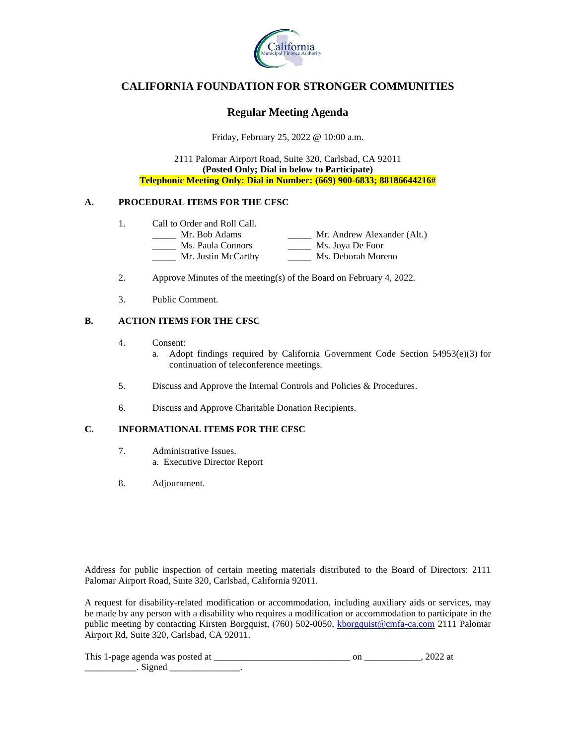# CALIFORNIA FOUNDATION FOR STRONGER COMMUNITIES

## Regular Meeting Agenda

Friday, February 25, 2022 @ 10:00 a.m.

2111 Palomar Airport Road, Suite 320, Carlsbad, CA 92011
**(Posted Only; Dial in below to Participate)**
**Telephonic Meeting Only: Dial in Number: (669) 900-6833; 88186644216#**

### A. PROCEDURAL ITEMS FOR THE CFSC

1. Call to Order and Roll Call.
   - _____ Mr. Bob Adams
   - _____ Ms. Paula Connors
   - _____ Mr. Justin McCarthy
   - _____ Mr. Andrew Alexander (Alt.)
   - _____ Ms. Joya De Foor
   - _____ Ms. Deborah Moreno
2. Approve Minutes of the meeting(s) of the Board on February 4, 2022.
3. Public Comment.

### B. ACTION ITEMS FOR THE CFSC

4. Consent:
   a. Adopt findings required by California Government Code Section 54953(e)(3) for continuation of teleconference meetings.
5. Discuss and Approve the Internal Controls and Policies & Procedures.
6. Discuss and Approve Charitable Donation Recipients.

### C. INFORMATIONAL ITEMS FOR THE CFSC

7. Administrative Issues.
   a. Executive Director Report
8. Adjournment.

Address for public inspection of certain meeting materials distributed to the Board of Directors: 2111 Palomar Airport Road, Suite 320, Carlsbad, California 92011.

A request for disability-related modification or accommodation, including auxiliary aids or services, may be made by any person with a disability who requires a modification or accommodation to participate in the public meeting by contacting Kirsten Borgquist, (760) 502-0050, kborgquist@cmfa-ca.com 2111 Palomar Airport Rd, Suite 320, Carlsbad, CA 92011.

This 1-page agenda was posted at ____________________________ on ____________, 2022 at ___________. Signed _______________.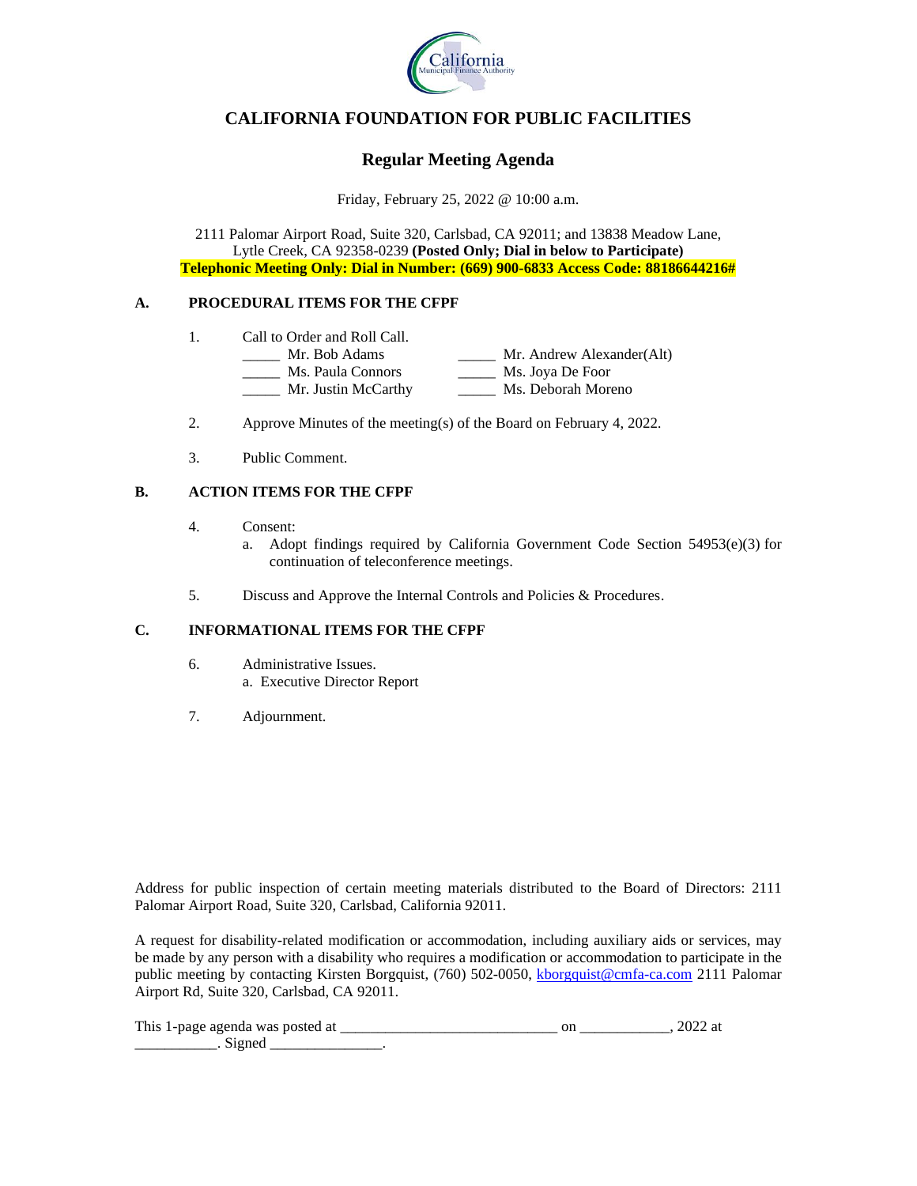# CALIFORNIA FOUNDATION FOR PUBLIC FACILITIES

## Regular Meeting Agenda

Friday, February 25, 2022 @ 10:00 a.m.

2111 Palomar Airport Road, Suite 320, Carlsbad, CA 92011; and 13838 Meadow Lane, Lytle Creek, CA 92358-0239 **(Posted Only; Dial in below to Participate)**
**Telephonic Meeting Only: Dial in Number: (669) 900-6833 Access Code: 88186644216#**

### A. PROCEDURAL ITEMS FOR THE CFPF

1. Call to Order and Roll Call.

   _____ Mr. Bob Adams
   _____ Ms. Paula Connors
   _____ Mr. Justin McCarthy
   _____ Mr. Andrew Alexander(Alt)
   _____ Ms. Joya De Foor
   _____ Ms. Deborah Moreno

2. Approve Minutes of the meeting(s) of the Board on February 4, 2022.

3. Public Comment.

### B. ACTION ITEMS FOR THE CFPF

4. Consent:
   a. Adopt findings required by California Government Code Section 54953(e)(3) for continuation of teleconference meetings.

5. Discuss and Approve the Internal Controls and Policies & Procedures.

### C. INFORMATIONAL ITEMS FOR THE CFPF

6. Administrative Issues.
   a. Executive Director Report

7. Adjournment.

Address for public inspection of certain meeting materials distributed to the Board of Directors: 2111 Palomar Airport Road, Suite 320, Carlsbad, California 92011.

A request for disability-related modification or accommodation, including auxiliary aids or services, may be made by any person with a disability who requires a modification or accommodation to participate in the public meeting by contacting Kirsten Borgquist, (760) 502-0050, kborgquist@cmfa-ca.com 2111 Palomar Airport Rd, Suite 320, Carlsbad, CA 92011.

This 1-page agenda was posted at ____________________________ on ___________, 2022 at ___________. Signed _______________.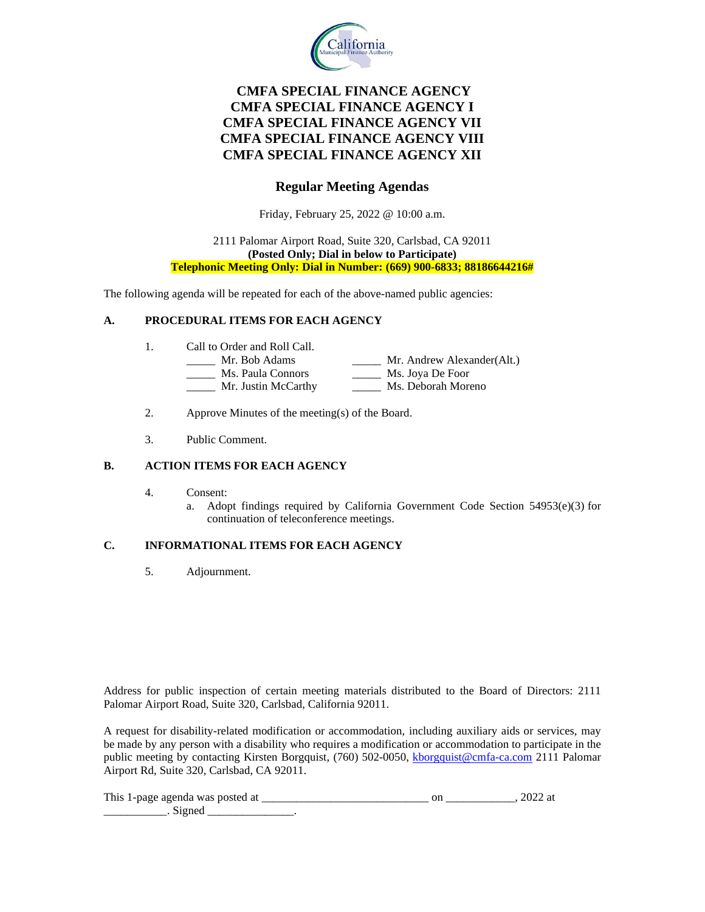# CMFA SPECIAL FINANCE AGENCY
# CMFA SPECIAL FINANCE AGENCY I
# CMFA SPECIAL FINANCE AGENCY VII
# CMFA SPECIAL FINANCE AGENCY VIII
# CMFA SPECIAL FINANCE AGENCY XII

## Regular Meeting Agendas

Friday, February 25, 2022 @ 10:00 a.m.

2111 Palomar Airport Road, Suite 320, Carlsbad, CA 92011
**(Posted Only; Dial in below to Participate)**
**Telephonic Meeting Only: Dial in Number: (669) 900-6833; 88186644216#**

The following agenda will be repeated for each of the above-named public agencies:

### A. PROCEDURAL ITEMS FOR EACH AGENCY

1. Call to Order and Roll Call.

   _____ Mr. Bob Adams  _____ Mr. Andrew Alexander(Alt.)
   _____ Ms. Paula Connors  _____ Ms. Joya De Foor
   _____ Mr. Justin McCarthy  _____ Ms. Deborah Moreno

2. Approve Minutes of the meeting(s) of the Board.

3. Public Comment.

### B. ACTION ITEMS FOR EACH AGENCY

4. Consent:
   a. Adopt findings required by California Government Code Section 54953(e)(3) for continuation of teleconference meetings.

### C. INFORMATIONAL ITEMS FOR EACH AGENCY

5. Adjournment.

Address for public inspection of certain meeting materials distributed to the Board of Directors: 2111 Palomar Airport Road, Suite 320, Carlsbad, California 92011.

A request for disability-related modification or accommodation, including auxiliary aids or services, may be made by any person with a disability who requires a modification or accommodation to participate in the public meeting by contacting Kirsten Borgquist, (760) 502-0050, kborgquist@cmfa-ca.com 2111 Palomar Airport Rd, Suite 320, Carlsbad, CA 92011.

This 1-page agenda was posted at ____________________________ on ___________, 2022 at ___________. Signed _______________.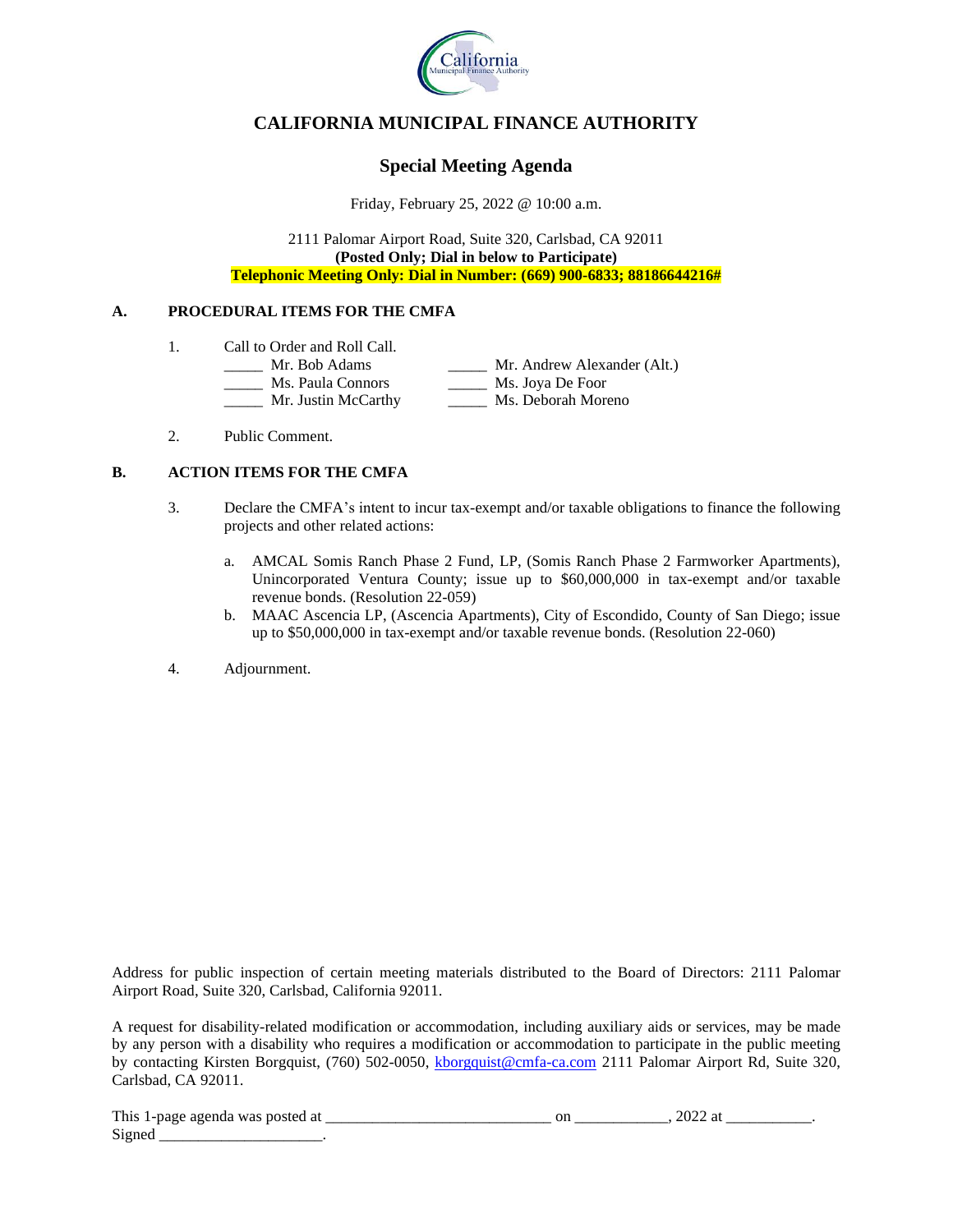# CALIFORNIA MUNICIPAL FINANCE AUTHORITY

## Special Meeting Agenda

Friday, February 25, 2022 @ 10:00 a.m.

2111 Palomar Airport Road, Suite 320, Carlsbad, CA 92011
**(Posted Only; Dial in below to Participate)**
**Telephonic Meeting Only: Dial in Number: (669) 900-6833; 88186644216#**

### A. PROCEDURAL ITEMS FOR THE CMFA

1. Call to Order and Roll Call.

_____ Mr. Bob Adams
_____ Ms. Paula Connors
_____ Mr. Justin McCarthy
_____ Mr. Andrew Alexander (Alt.)
_____ Ms. Joya De Foor
_____ Ms. Deborah Moreno

2. Public Comment.

### B. ACTION ITEMS FOR THE CMFA

3. Declare the CMFA's intent to incur tax-exempt and/or taxable obligations to finance the following projects and other related actions:

   a. AMCAL Somis Ranch Phase 2 Fund, LP, (Somis Ranch Phase 2 Farmworker Apartments), Unincorporated Ventura County; issue up to $60,000,000 in tax-exempt and/or taxable revenue bonds. (Resolution 22-059)
   
   b. MAAC Ascencia LP, (Ascencia Apartments), City of Escondido, County of San Diego; issue up to $50,000,000 in tax-exempt and/or taxable revenue bonds. (Resolution 22-060)

4. Adjournment.

Address for public inspection of certain meeting materials distributed to the Board of Directors: 2111 Palomar Airport Road, Suite 320, Carlsbad, California 92011.

A request for disability-related modification or accommodation, including auxiliary aids or services, may be made by any person with a disability who requires a modification or accommodation to participate in the public meeting by contacting Kirsten Borgquist, (760) 502-0050, kborgquist@cmfa-ca.com 2111 Palomar Airport Rd, Suite 320, Carlsbad, CA 92011.

This 1-page agenda was posted at ____________________________ on ____________, 2022 at ___________.
Signed _____________________.